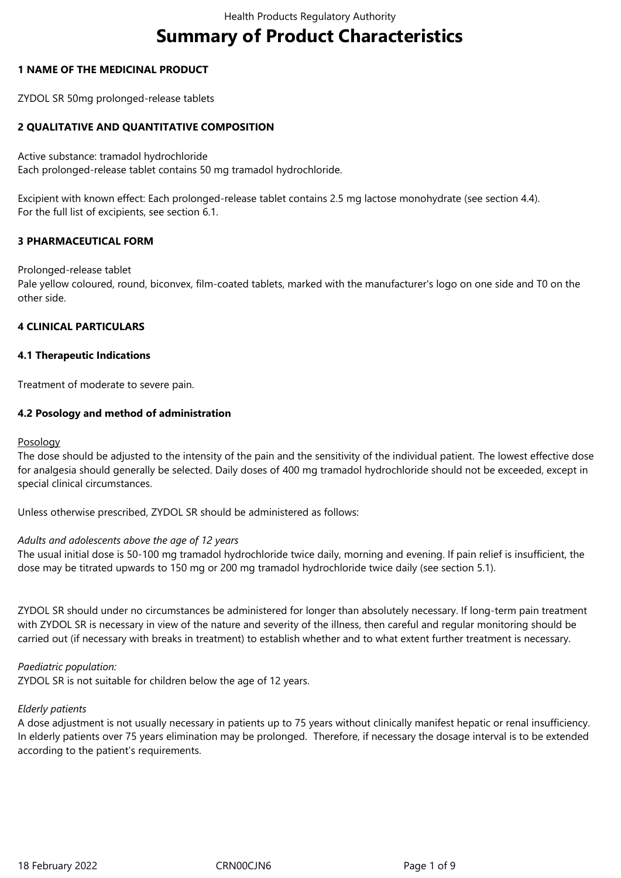# Summary of Product Characteristics

## 1 NAME OF THE MEDICINAL PRODUCT

ZYDOL SR 50mg prolonged-release tablets

## 2 QUALITATIVE AND QUANTITATIVE COMPOSITION

Active substance: tramadol hydrochloride
Each prolonged-release tablet contains 50 mg tramadol hydrochloride.

Excipient with known effect: Each prolonged-release tablet contains 2.5 mg lactose monohydrate (see section 4.4).
For the full list of excipients, see section 6.1.

## 3 PHARMACEUTICAL FORM

Prolonged-release tablet
Pale yellow coloured, round, biconvex, film-coated tablets, marked with the manufacturer's logo on one side and T0 on the other side.

## 4 CLINICAL PARTICULARS

### 4.1 Therapeutic Indications

Treatment of moderate to severe pain.

### 4.2 Posology and method of administration

Posology
The dose should be adjusted to the intensity of the pain and the sensitivity of the individual patient. The lowest effective dose for analgesia should generally be selected. Daily doses of 400 mg tramadol hydrochloride should not be exceeded, except in special clinical circumstances.

Unless otherwise prescribed, ZYDOL SR should be administered as follows:

*Adults and adolescents above the age of 12 years*
The usual initial dose is 50-100 mg tramadol hydrochloride twice daily, morning and evening. If pain relief is insufficient, the dose may be titrated upwards to 150 mg or 200 mg tramadol hydrochloride twice daily (see section 5.1).

ZYDOL SR should under no circumstances be administered for longer than absolutely necessary. If long-term pain treatment with ZYDOL SR is necessary in view of the nature and severity of the illness, then careful and regular monitoring should be carried out (if necessary with breaks in treatment) to establish whether and to what extent further treatment is necessary.

*Paediatric population:*
ZYDOL SR is not suitable for children below the age of 12 years.

*Elderly patients*
A dose adjustment is not usually necessary in patients up to 75 years without clinically manifest hepatic or renal insufficiency. In elderly patients over 75 years elimination may be prolonged. Therefore, if necessary the dosage interval is to be extended according to the patient's requirements.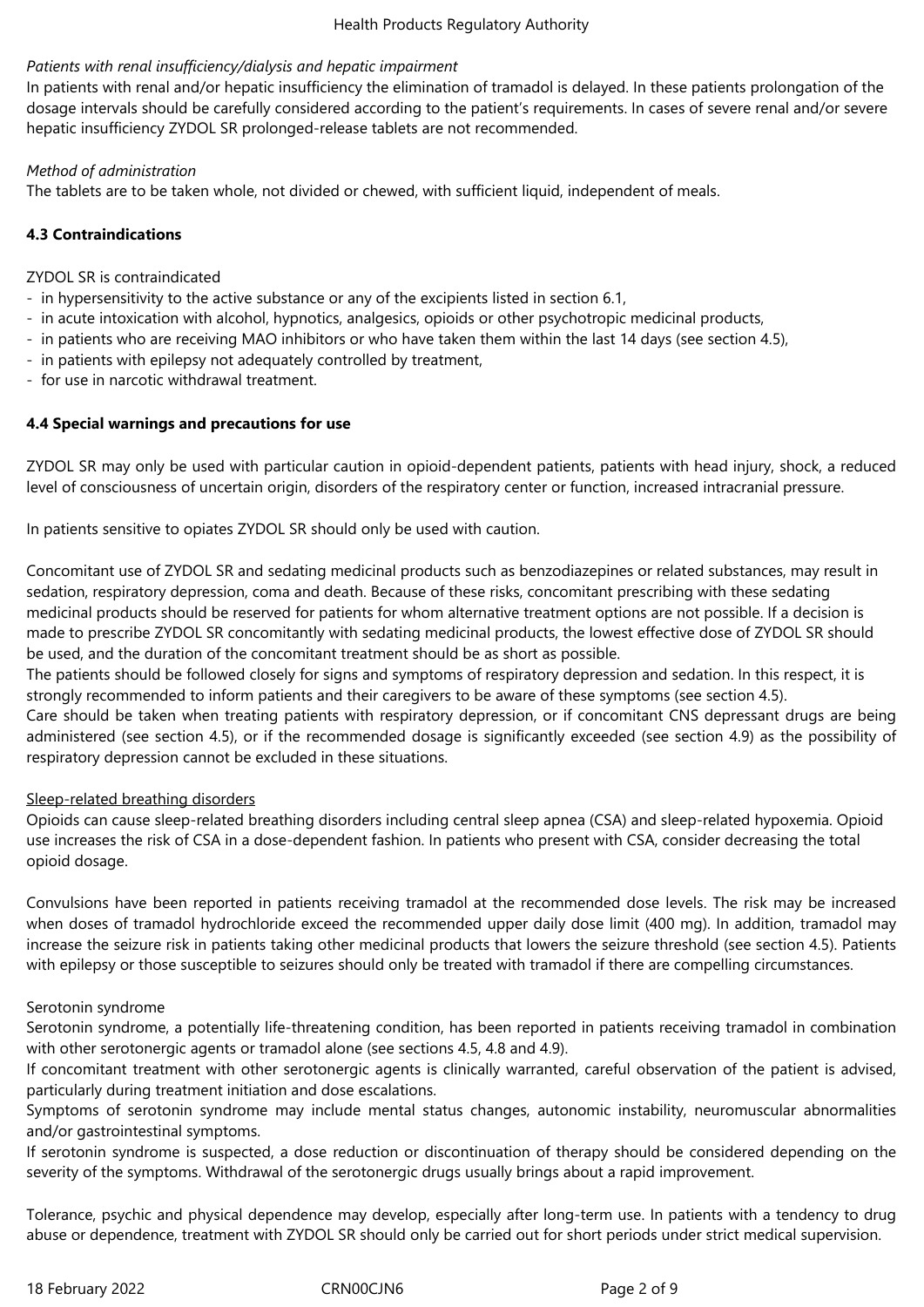*Patients with renal insufficiency/dialysis and hepatic impairment*

In patients with renal and/or hepatic insufficiency the elimination of tramadol is delayed. In these patients prolongation of the dosage intervals should be carefully considered according to the patient's requirements. In cases of severe renal and/or severe hepatic insufficiency ZYDOL SR prolonged-release tablets are not recommended.

*Method of administration*

The tablets are to be taken whole, not divided or chewed, with sufficient liquid, independent of meals.

**4.3 Contraindications**

ZYDOL SR is contraindicated

- in hypersensitivity to the active substance or any of the excipients listed in section 6.1,
- in acute intoxication with alcohol, hypnotics, analgesics, opioids or other psychotropic medicinal products,
- in patients who are receiving MAO inhibitors or who have taken them within the last 14 days (see section 4.5),
- in patients with epilepsy not adequately controlled by treatment,
- for use in narcotic withdrawal treatment.

**4.4 Special warnings and precautions for use**

ZYDOL SR may only be used with particular caution in opioid-dependent patients, patients with head injury, shock, a reduced level of consciousness of uncertain origin, disorders of the respiratory center or function, increased intracranial pressure.

In patients sensitive to opiates ZYDOL SR should only be used with caution.

Concomitant use of ZYDOL SR and sedating medicinal products such as benzodiazepines or related substances, may result in sedation, respiratory depression, coma and death. Because of these risks, concomitant prescribing with these sedating medicinal products should be reserved for patients for whom alternative treatment options are not possible. If a decision is made to prescribe ZYDOL SR concomitantly with sedating medicinal products, the lowest effective dose of ZYDOL SR should be used, and the duration of the concomitant treatment should be as short as possible.
The patients should be followed closely for signs and symptoms of respiratory depression and sedation. In this respect, it is strongly recommended to inform patients and their caregivers to be aware of these symptoms (see section 4.5).
Care should be taken when treating patients with respiratory depression, or if concomitant CNS depressant drugs are being administered (see section 4.5), or if the recommended dosage is significantly exceeded (see section 4.9) as the possibility of respiratory depression cannot be excluded in these situations.

Sleep-related breathing disorders

Opioids can cause sleep-related breathing disorders including central sleep apnea (CSA) and sleep-related hypoxemia. Opioid use increases the risk of CSA in a dose-dependent fashion. In patients who present with CSA, consider decreasing the total opioid dosage.

Convulsions have been reported in patients receiving tramadol at the recommended dose levels. The risk may be increased when doses of tramadol hydrochloride exceed the recommended upper daily dose limit (400 mg). In addition, tramadol may increase the seizure risk in patients taking other medicinal products that lowers the seizure threshold (see section 4.5). Patients with epilepsy or those susceptible to seizures should only be treated with tramadol if there are compelling circumstances.

Serotonin syndrome

Serotonin syndrome, a potentially life-threatening condition, has been reported in patients receiving tramadol in combination with other serotonergic agents or tramadol alone (see sections 4.5, 4.8 and 4.9).
If concomitant treatment with other serotonergic agents is clinically warranted, careful observation of the patient is advised, particularly during treatment initiation and dose escalations.
Symptoms of serotonin syndrome may include mental status changes, autonomic instability, neuromuscular abnormalities and/or gastrointestinal symptoms.
If serotonin syndrome is suspected, a dose reduction or discontinuation of therapy should be considered depending on the severity of the symptoms. Withdrawal of the serotonergic drugs usually brings about a rapid improvement.

Tolerance, psychic and physical dependence may develop, especially after long-term use. In patients with a tendency to drug abuse or dependence, treatment with ZYDOL SR should only be carried out for short periods under strict medical supervision.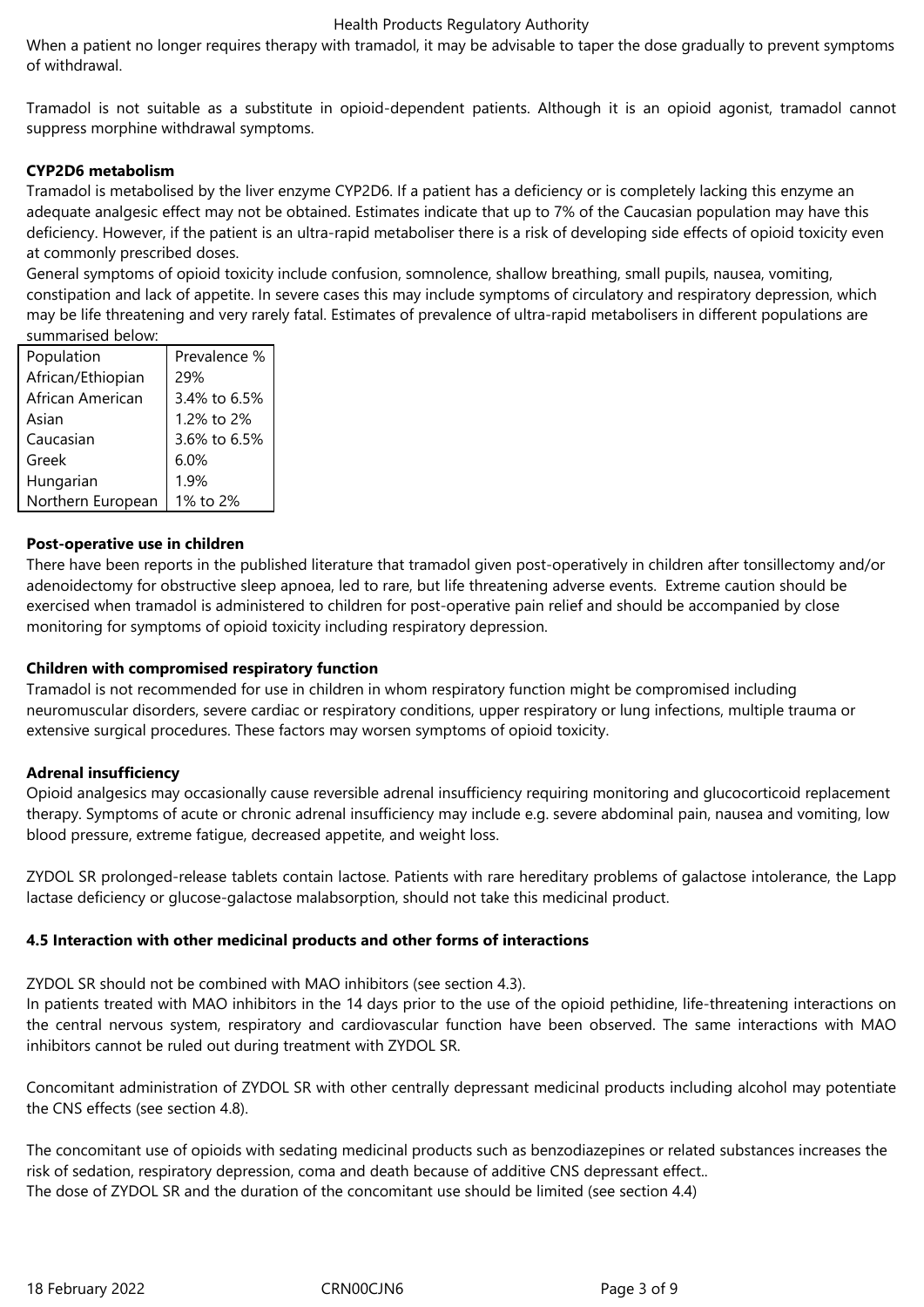When a patient no longer requires therapy with tramadol, it may be advisable to taper the dose gradually to prevent symptoms of withdrawal.

Tramadol is not suitable as a substitute in opioid-dependent patients. Although it is an opioid agonist, tramadol cannot suppress morphine withdrawal symptoms.

**CYP2D6 metabolism**

Tramadol is metabolised by the liver enzyme CYP2D6. If a patient has a deficiency or is completely lacking this enzyme an adequate analgesic effect may not be obtained. Estimates indicate that up to 7% of the Caucasian population may have this deficiency. However, if the patient is an ultra-rapid metaboliser there is a risk of developing side effects of opioid toxicity even at commonly prescribed doses.

General symptoms of opioid toxicity include confusion, somnolence, shallow breathing, small pupils, nausea, vomiting, constipation and lack of appetite. In severe cases this may include symptoms of circulatory and respiratory depression, which may be life threatening and very rarely fatal. Estimates of prevalence of ultra-rapid metabolisers in different populations are summarised below:

| Population | Prevalence % |
|---|---|
| African/Ethiopian | 29% |
| African American | 3.4% to 6.5% |
| Asian | 1.2% to 2% |
| Caucasian | 3.6% to 6.5% |
| Greek | 6.0% |
| Hungarian | 1.9% |
| Northern European | 1% to 2% |

**Post-operative use in children**

There have been reports in the published literature that tramadol given post-operatively in children after tonsillectomy and/or adenoidectomy for obstructive sleep apnoea, led to rare, but life threatening adverse events. Extreme caution should be exercised when tramadol is administered to children for post-operative pain relief and should be accompanied by close monitoring for symptoms of opioid toxicity including respiratory depression.

**Children with compromised respiratory function**

Tramadol is not recommended for use in children in whom respiratory function might be compromised including neuromuscular disorders, severe cardiac or respiratory conditions, upper respiratory or lung infections, multiple trauma or extensive surgical procedures. These factors may worsen symptoms of opioid toxicity.

**Adrenal insufficiency**

Opioid analgesics may occasionally cause reversible adrenal insufficiency requiring monitoring and glucocorticoid replacement therapy. Symptoms of acute or chronic adrenal insufficiency may include e.g. severe abdominal pain, nausea and vomiting, low blood pressure, extreme fatigue, decreased appetite, and weight loss.

ZYDOL SR prolonged-release tablets contain lactose. Patients with rare hereditary problems of galactose intolerance, the Lapp lactase deficiency or glucose-galactose malabsorption, should not take this medicinal product.

## 4.5 Interaction with other medicinal products and other forms of interactions

ZYDOL SR should not be combined with MAO inhibitors (see section 4.3).

In patients treated with MAO inhibitors in the 14 days prior to the use of the opioid pethidine, life-threatening interactions on the central nervous system, respiratory and cardiovascular function have been observed. The same interactions with MAO inhibitors cannot be ruled out during treatment with ZYDOL SR.

Concomitant administration of ZYDOL SR with other centrally depressant medicinal products including alcohol may potentiate the CNS effects (see section 4.8).

The concomitant use of opioids with sedating medicinal products such as benzodiazepines or related substances increases the risk of sedation, respiratory depression, coma and death because of additive CNS depressant effect..

The dose of ZYDOL SR and the duration of the concomitant use should be limited (see section 4.4)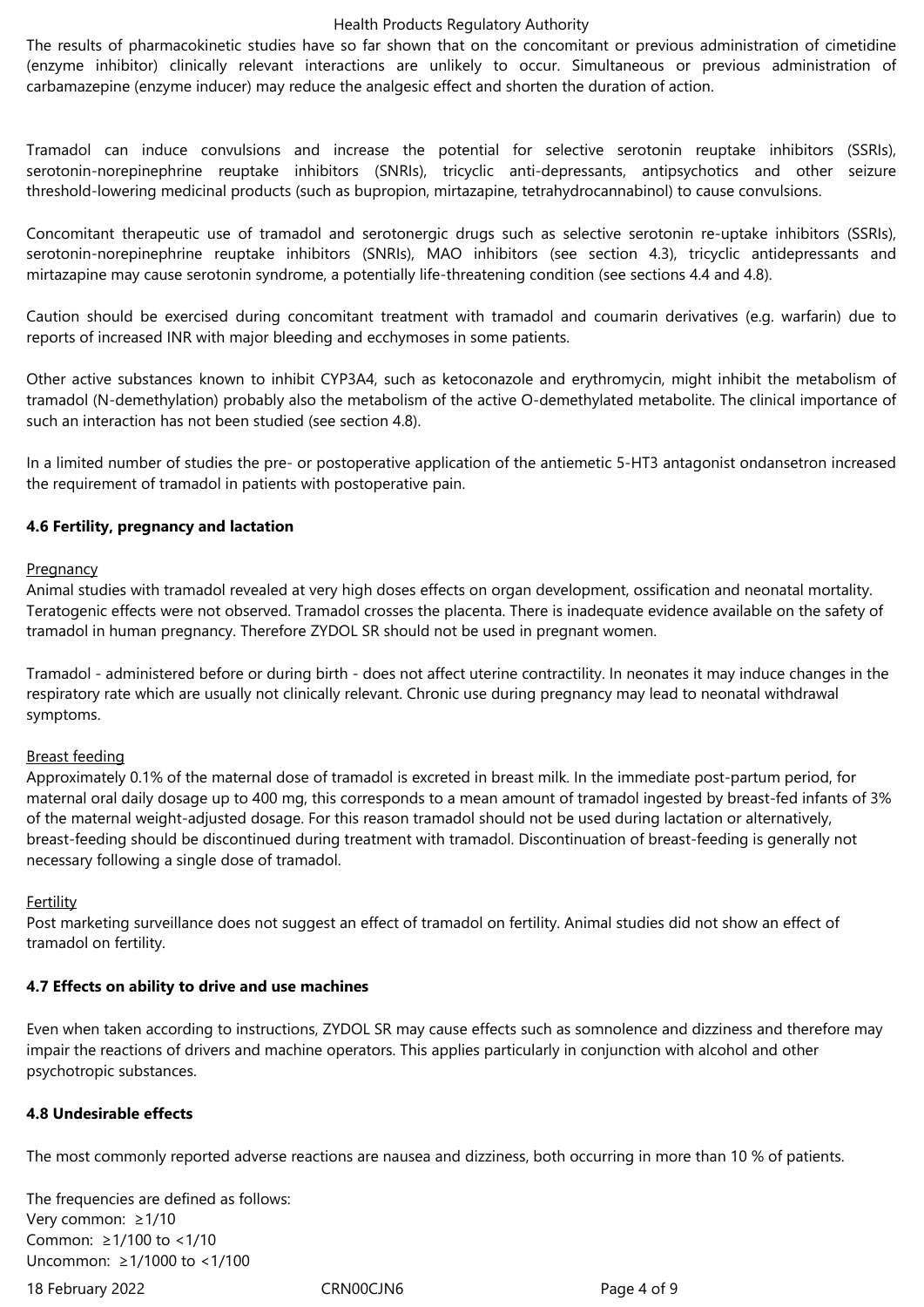The results of pharmacokinetic studies have so far shown that on the concomitant or previous administration of cimetidine (enzyme inhibitor) clinically relevant interactions are unlikely to occur. Simultaneous or previous administration of carbamazepine (enzyme inducer) may reduce the analgesic effect and shorten the duration of action.

Tramadol can induce convulsions and increase the potential for selective serotonin reuptake inhibitors (SSRIs), serotonin-norepinephrine reuptake inhibitors (SNRIs), tricyclic anti-depressants, antipsychotics and other seizure threshold-lowering medicinal products (such as bupropion, mirtazapine, tetrahydrocannabinol) to cause convulsions.

Concomitant therapeutic use of tramadol and serotonergic drugs such as selective serotonin re-uptake inhibitors (SSRIs), serotonin-norepinephrine reuptake inhibitors (SNRIs), MAO inhibitors (see section 4.3), tricyclic antidepressants and mirtazapine may cause serotonin syndrome, a potentially life-threatening condition (see sections 4.4 and 4.8).

Caution should be exercised during concomitant treatment with tramadol and coumarin derivatives (e.g. warfarin) due to reports of increased INR with major bleeding and ecchymoses in some patients.

Other active substances known to inhibit CYP3A4, such as ketoconazole and erythromycin, might inhibit the metabolism of tramadol (N-demethylation) probably also the metabolism of the active O-demethylated metabolite. The clinical importance of such an interaction has not been studied (see section 4.8).

In a limited number of studies the pre- or postoperative application of the antiemetic 5-HT3 antagonist ondansetron increased the requirement of tramadol in patients with postoperative pain.

**4.6 Fertility, pregnancy and lactation**

Pregnancy

Animal studies with tramadol revealed at very high doses effects on organ development, ossification and neonatal mortality. Teratogenic effects were not observed. Tramadol crosses the placenta. There is inadequate evidence available on the safety of tramadol in human pregnancy. Therefore ZYDOL SR should not be used in pregnant women.

Tramadol - administered before or during birth - does not affect uterine contractility. In neonates it may induce changes in the respiratory rate which are usually not clinically relevant. Chronic use during pregnancy may lead to neonatal withdrawal symptoms.

Breast feeding

Approximately 0.1% of the maternal dose of tramadol is excreted in breast milk. In the immediate post-partum period, for maternal oral daily dosage up to 400 mg, this corresponds to a mean amount of tramadol ingested by breast-fed infants of 3% of the maternal weight-adjusted dosage. For this reason tramadol should not be used during lactation or alternatively, breast-feeding should be discontinued during treatment with tramadol. Discontinuation of breast-feeding is generally not necessary following a single dose of tramadol.

Fertility

Post marketing surveillance does not suggest an effect of tramadol on fertility. Animal studies did not show an effect of tramadol on fertility.

**4.7 Effects on ability to drive and use machines**

Even when taken according to instructions, ZYDOL SR may cause effects such as somnolence and dizziness and therefore may impair the reactions of drivers and machine operators. This applies particularly in conjunction with alcohol and other psychotropic substances.

**4.8 Undesirable effects**

The most commonly reported adverse reactions are nausea and dizziness, both occurring in more than 10 % of patients.

The frequencies are defined as follows:
Very common: ≥1/10
Common: ≥1/100 to <1/10
Uncommon: ≥1/1000 to <1/100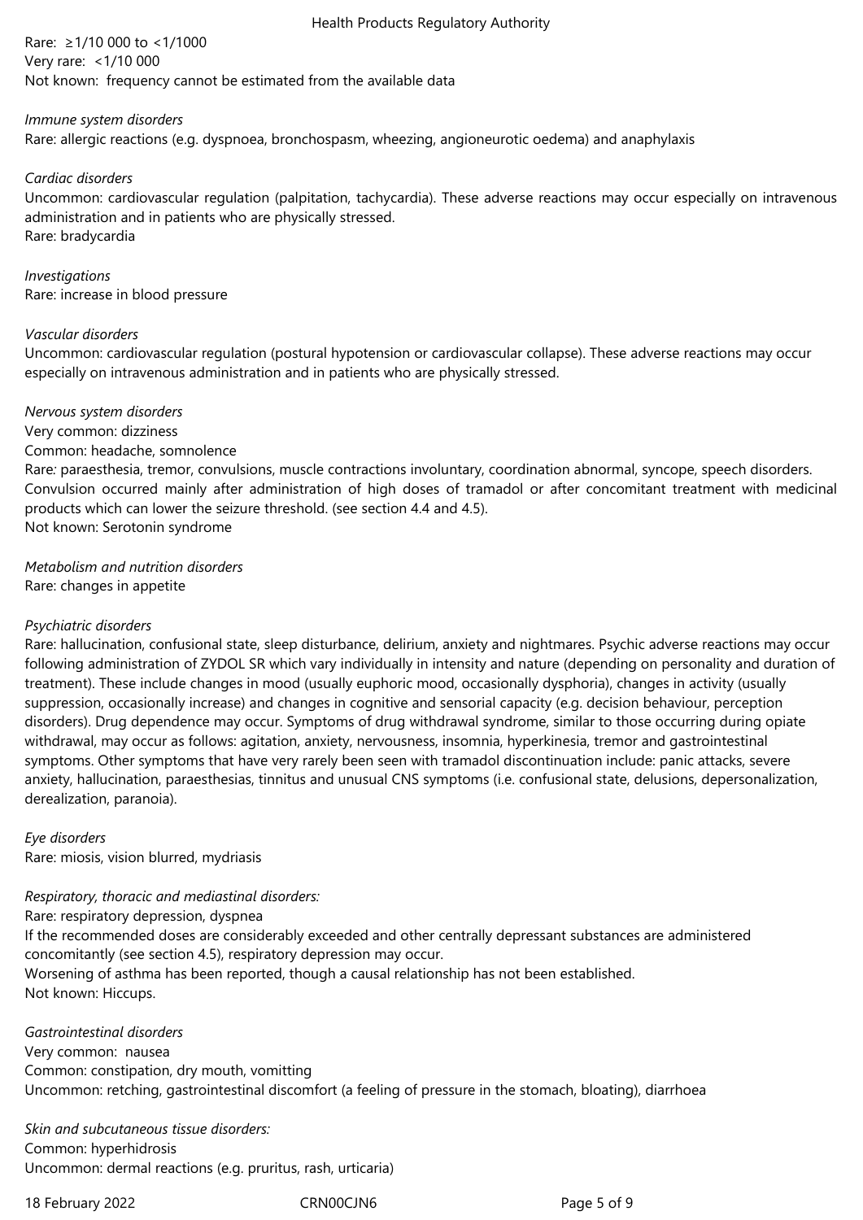Rare: ≥1/10 000 to <1/1000
Very rare: <1/10 000
Not known: frequency cannot be estimated from the available data

*Immune system disorders*
Rare: allergic reactions (e.g. dyspnoea, bronchospasm, wheezing, angioneurotic oedema) and anaphylaxis

*Cardiac disorders*
Uncommon: cardiovascular regulation (palpitation, tachycardia). These adverse reactions may occur especially on intravenous administration and in patients who are physically stressed.
Rare: bradycardia

*Investigations*
Rare: increase in blood pressure

*Vascular disorders*
Uncommon: cardiovascular regulation (postural hypotension or cardiovascular collapse). These adverse reactions may occur especially on intravenous administration and in patients who are physically stressed.

*Nervous system disorders*
Very common: dizziness
Common: headache, somnolence
Rare: paraesthesia, tremor, convulsions, muscle contractions involuntary, coordination abnormal, syncope, speech disorders. Convulsion occurred mainly after administration of high doses of tramadol or after concomitant treatment with medicinal products which can lower the seizure threshold. (see section 4.4 and 4.5).
Not known: Serotonin syndrome

*Metabolism and nutrition disorders*
Rare: changes in appetite

*Psychiatric disorders*
Rare: hallucination, confusional state, sleep disturbance, delirium, anxiety and nightmares. Psychic adverse reactions may occur following administration of ZYDOL SR which vary individually in intensity and nature (depending on personality and duration of treatment). These include changes in mood (usually euphoric mood, occasionally dysphoria), changes in activity (usually suppression, occasionally increase) and changes in cognitive and sensorial capacity (e.g. decision behaviour, perception disorders). Drug dependence may occur. Symptoms of drug withdrawal syndrome, similar to those occurring during opiate withdrawal, may occur as follows: agitation, anxiety, nervousness, insomnia, hyperkinesia, tremor and gastrointestinal symptoms. Other symptoms that have very rarely been seen with tramadol discontinuation include: panic attacks, severe anxiety, hallucination, paraesthesias, tinnitus and unusual CNS symptoms (i.e. confusional state, delusions, depersonalization, derealization, paranoia).

*Eye disorders*
Rare: miosis, vision blurred, mydriasis

*Respiratory, thoracic and mediastinal disorders:*
Rare: respiratory depression, dyspnea
If the recommended doses are considerably exceeded and other centrally depressant substances are administered concomitantly (see section 4.5), respiratory depression may occur.
Worsening of asthma has been reported, though a causal relationship has not been established.
Not known: Hiccups.

*Gastrointestinal disorders*
Very common: nausea
Common: constipation, dry mouth, vomitting
Uncommon: retching, gastrointestinal discomfort (a feeling of pressure in the stomach, bloating), diarrhoea

*Skin and subcutaneous tissue disorders:*
Common: hyperhidrosis
Uncommon: dermal reactions (e.g. pruritus, rash, urticaria)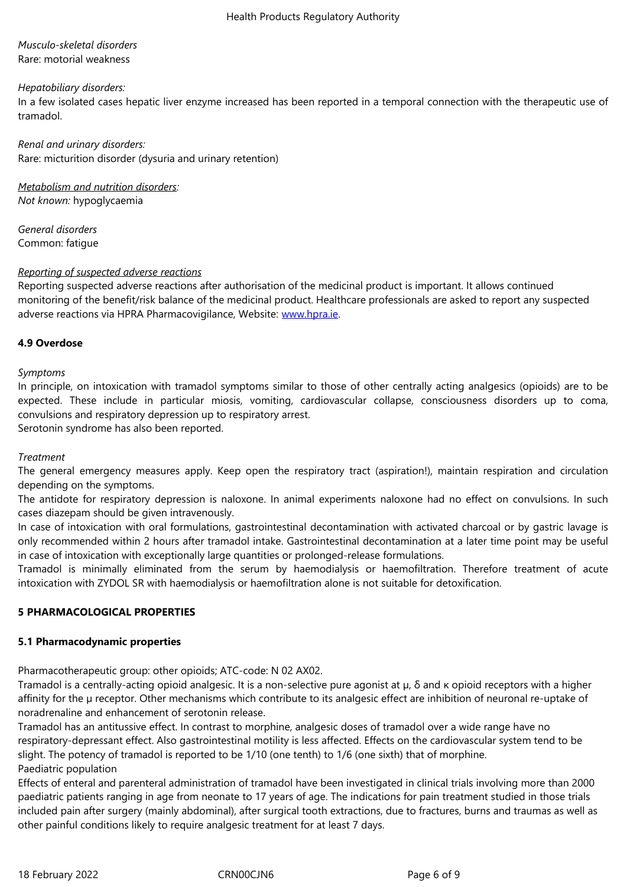*Musculo-skeletal disorders*
Rare: motorial weakness

*Hepatobiliary disorders:*
In a few isolated cases hepatic liver enzyme increased has been reported in a temporal connection with the therapeutic use of tramadol.

*Renal and urinary disorders:*
Rare: micturition disorder (dysuria and urinary retention)

*Metabolism and nutrition disorders:*
*Not known:* hypoglycaemia

*General disorders*
Common: fatigue

*Reporting of suspected adverse reactions*
Reporting suspected adverse reactions after authorisation of the medicinal product is important. It allows continued monitoring of the benefit/risk balance of the medicinal product. Healthcare professionals are asked to report any suspected adverse reactions via HPRA Pharmacovigilance, Website: www.hpra.ie.

### 4.9 Overdose

*Symptoms*
In principle, on intoxication with tramadol symptoms similar to those of other centrally acting analgesics (opioids) are to be expected. These include in particular miosis, vomiting, cardiovascular collapse, consciousness disorders up to coma, convulsions and respiratory depression up to respiratory arrest.
Serotonin syndrome has also been reported.

*Treatment*
The general emergency measures apply. Keep open the respiratory tract (aspiration!), maintain respiration and circulation depending on the symptoms.
The antidote for respiratory depression is naloxone. In animal experiments naloxone had no effect on convulsions. In such cases diazepam should be given intravenously.
In case of intoxication with oral formulations, gastrointestinal decontamination with activated charcoal or by gastric lavage is only recommended within 2 hours after tramadol intake. Gastrointestinal decontamination at a later time point may be useful in case of intoxication with exceptionally large quantities or prolonged-release formulations.
Tramadol is minimally eliminated from the serum by haemodialysis or haemofiltration. Therefore treatment of acute intoxication with ZYDOL SR with haemodialysis or haemofiltration alone is not suitable for detoxification.

## 5 PHARMACOLOGICAL PROPERTIES

### 5.1 Pharmacodynamic properties

Pharmacotherapeutic group: other opioids; ATC-code: N 02 AX02.
Tramadol is a centrally-acting opioid analgesic. It is a non-selective pure agonist at μ, δ and κ opioid receptors with a higher affinity for the μ receptor. Other mechanisms which contribute to its analgesic effect are inhibition of neuronal re-uptake of noradrenaline and enhancement of serotonin release.
Tramadol has an antitussive effect. In contrast to morphine, analgesic doses of tramadol over a wide range have no respiratory-depressant effect. Also gastrointestinal motility is less affected. Effects on the cardiovascular system tend to be slight. The potency of tramadol is reported to be 1/10 (one tenth) to 1/6 (one sixth) that of morphine.
Paediatric population
Effects of enteral and parenteral administration of tramadol have been investigated in clinical trials involving more than 2000 paediatric patients ranging in age from neonate to 17 years of age. The indications for pain treatment studied in those trials included pain after surgery (mainly abdominal), after surgical tooth extractions, due to fractures, burns and traumas as well as other painful conditions likely to require analgesic treatment for at least 7 days.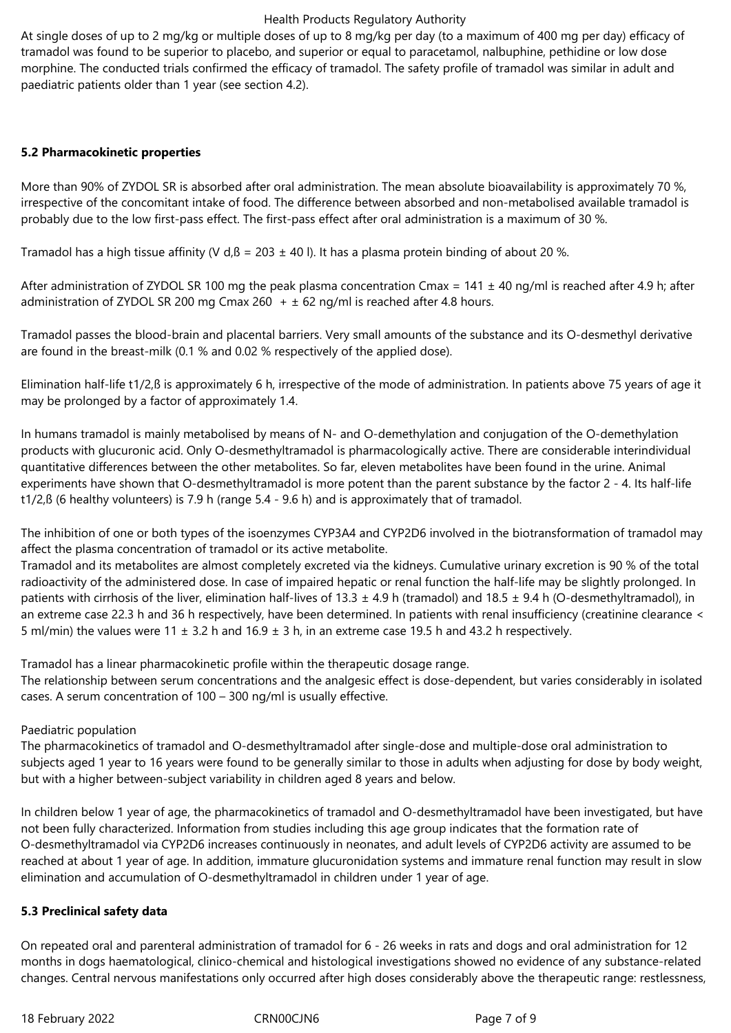At single doses of up to 2 mg/kg or multiple doses of up to 8 mg/kg per day (to a maximum of 400 mg per day) efficacy of tramadol was found to be superior to placebo, and superior or equal to paracetamol, nalbuphine, pethidine or low dose morphine. The conducted trials confirmed the efficacy of tramadol. The safety profile of tramadol was similar in adult and paediatric patients older than 1 year (see section 4.2).

**5.2 Pharmacokinetic properties**

More than 90% of ZYDOL SR is absorbed after oral administration. The mean absolute bioavailability is approximately 70 %, irrespective of the concomitant intake of food. The difference between absorbed and non-metabolised available tramadol is probably due to the low first-pass effect. The first-pass effect after oral administration is a maximum of 30 %.

Tramadol has a high tissue affinity ($V_{d,ß}$ = 203 ± 40 l). It has a plasma protein binding of about 20 %.

After administration of ZYDOL SR 100 mg the peak plasma concentration $C_{max}$ = 141 ± 40 ng/ml is reached after 4.9 h; after administration of ZYDOL SR 200 mg $C_{max}$ 260 + ± 62 ng/ml is reached after 4.8 hours.

Tramadol passes the blood-brain and placental barriers. Very small amounts of the substance and its O-desmethyl derivative are found in the breast-milk (0.1 % and 0.02 % respectively of the applied dose).

Elimination half-life $t_{1/2,ß}$ is approximately 6 h, irrespective of the mode of administration. In patients above 75 years of age it may be prolonged by a factor of approximately 1.4.

In humans tramadol is mainly metabolised by means of N- and O-demethylation and conjugation of the O-demethylation products with glucuronic acid. Only O-desmethyltramadol is pharmacologically active. There are considerable interindividual quantitative differences between the other metabolites. So far, eleven metabolites have been found in the urine. Animal experiments have shown that O-desmethyltramadol is more potent than the parent substance by the factor 2 - 4. Its half-life $t_{1/2,ß}$ (6 healthy volunteers) is 7.9 h (range 5.4 - 9.6 h) and is approximately that of tramadol.

The inhibition of one or both types of the isoenzymes CYP3A4 and CYP2D6 involved in the biotransformation of tramadol may affect the plasma concentration of tramadol or its active metabolite.
Tramadol and its metabolites are almost completely excreted via the kidneys. Cumulative urinary excretion is 90 % of the total radioactivity of the administered dose. In case of impaired hepatic or renal function the half-life may be slightly prolonged. In patients with cirrhosis of the liver, elimination half-lives of 13.3 ± 4.9 h (tramadol) and 18.5 ± 9.4 h (O-desmethyltramadol), in an extreme case 22.3 h and 36 h respectively, have been determined. In patients with renal insufficiency (creatinine clearance < 5 ml/min) the values were 11 ± 3.2 h and 16.9 ± 3 h, in an extreme case 19.5 h and 43.2 h respectively.

Tramadol has a linear pharmacokinetic profile within the therapeutic dosage range.
The relationship between serum concentrations and the analgesic effect is dose-dependent, but varies considerably in isolated cases. A serum concentration of 100 – 300 ng/ml is usually effective.

Paediatric population
The pharmacokinetics of tramadol and O-desmethyltramadol after single-dose and multiple-dose oral administration to subjects aged 1 year to 16 years were found to be generally similar to those in adults when adjusting for dose by body weight, but with a higher between-subject variability in children aged 8 years and below.

In children below 1 year of age, the pharmacokinetics of tramadol and O-desmethyltramadol have been investigated, but have not been fully characterized. Information from studies including this age group indicates that the formation rate of O-desmethyltramadol via CYP2D6 increases continuously in neonates, and adult levels of CYP2D6 activity are assumed to be reached at about 1 year of age. In addition, immature glucuronidation systems and immature renal function may result in slow elimination and accumulation of O-desmethyltramadol in children under 1 year of age.

**5.3 Preclinical safety data**

On repeated oral and parenteral administration of tramadol for 6 - 26 weeks in rats and dogs and oral administration for 12 months in dogs haematological, clinico-chemical and histological investigations showed no evidence of any substance-related changes. Central nervous manifestations only occurred after high doses considerably above the therapeutic range: restlessness,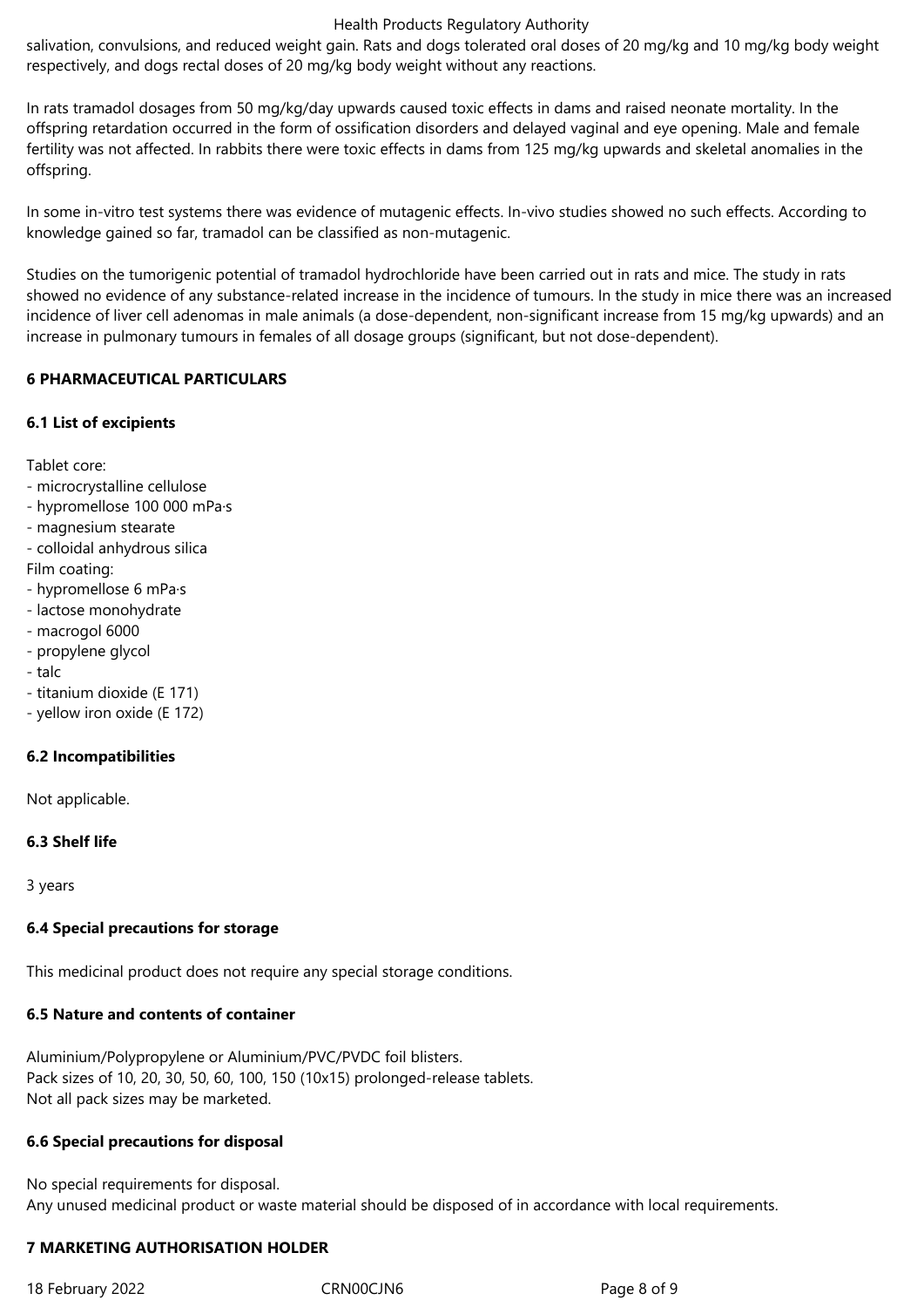salivation, convulsions, and reduced weight gain. Rats and dogs tolerated oral doses of 20 mg/kg and 10 mg/kg body weight respectively, and dogs rectal doses of 20 mg/kg body weight without any reactions.

In rats tramadol dosages from 50 mg/kg/day upwards caused toxic effects in dams and raised neonate mortality. In the offspring retardation occurred in the form of ossification disorders and delayed vaginal and eye opening. Male and female fertility was not affected. In rabbits there were toxic effects in dams from 125 mg/kg upwards and skeletal anomalies in the offspring.

In some in-vitro test systems there was evidence of mutagenic effects. In-vivo studies showed no such effects. According to knowledge gained so far, tramadol can be classified as non-mutagenic.

Studies on the tumorigenic potential of tramadol hydrochloride have been carried out in rats and mice. The study in rats showed no evidence of any substance-related increase in the incidence of tumours. In the study in mice there was an increased incidence of liver cell adenomas in male animals (a dose-dependent, non-significant increase from 15 mg/kg upwards) and an increase in pulmonary tumours in females of all dosage groups (significant, but not dose-dependent).

## 6 PHARMACEUTICAL PARTICULARS

### 6.1 List of excipients

Tablet core:
- microcrystalline cellulose
- hypromellose 100 000 mPa·s
- magnesium stearate
- colloidal anhydrous silica

Film coating:
- hypromellose 6 mPa·s
- lactose monohydrate
- macrogol 6000
- propylene glycol
- talc
- titanium dioxide (E 171)
- yellow iron oxide (E 172)

### 6.2 Incompatibilities

Not applicable.

### 6.3 Shelf life

3 years

### 6.4 Special precautions for storage

This medicinal product does not require any special storage conditions.

### 6.5 Nature and contents of container

Aluminium/Polypropylene or Aluminium/PVC/PVDC foil blisters.
Pack sizes of 10, 20, 30, 50, 60, 100, 150 (10x15) prolonged-release tablets.
Not all pack sizes may be marketed.

### 6.6 Special precautions for disposal

No special requirements for disposal.
Any unused medicinal product or waste material should be disposed of in accordance with local requirements.

## 7 MARKETING AUTHORISATION HOLDER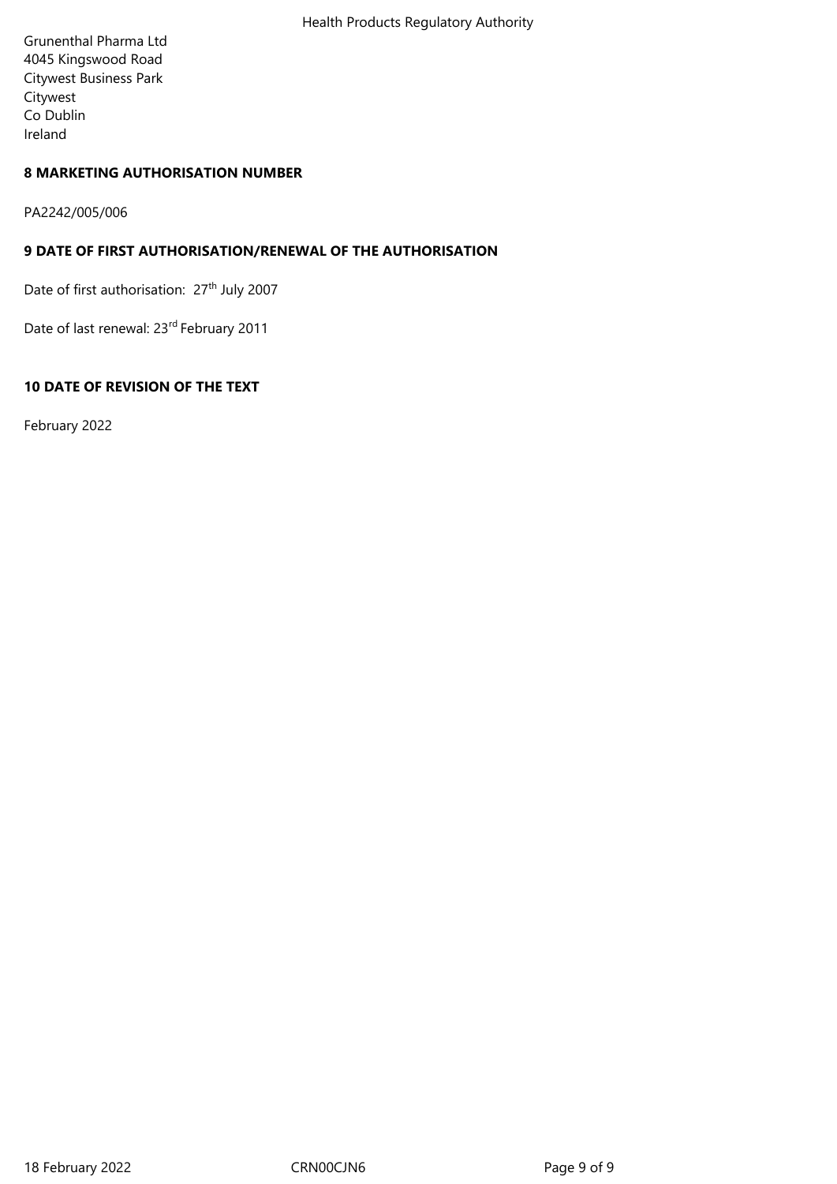Grunenthal Pharma Ltd
4045 Kingswood Road
Citywest Business Park
Citywest
Co Dublin
Ireland

## 8 MARKETING AUTHORISATION NUMBER

PA2242/005/006

## 9 DATE OF FIRST AUTHORISATION/RENEWAL OF THE AUTHORISATION

Date of first authorisation: 27th July 2007

Date of last renewal: 23rd February 2011

## 10 DATE OF REVISION OF THE TEXT

February 2022